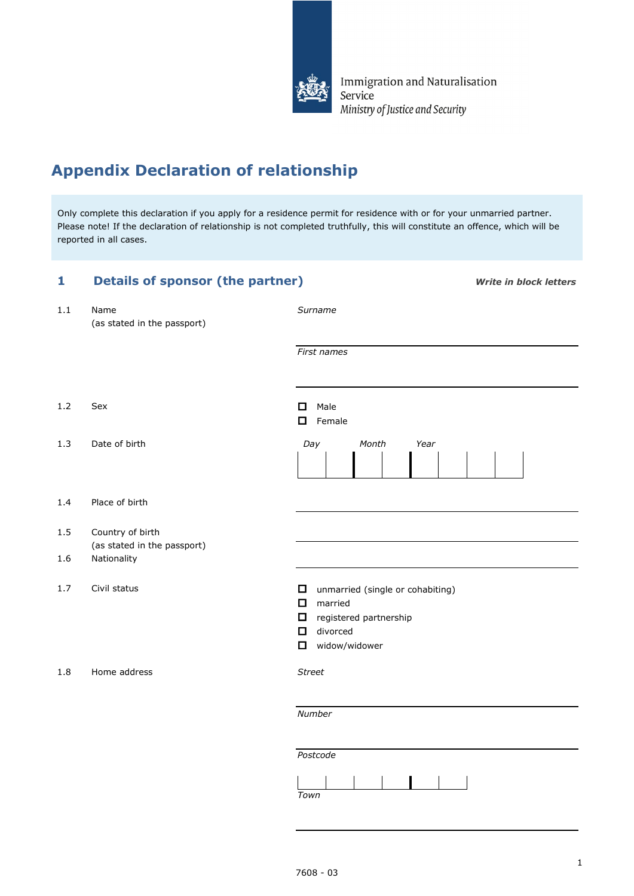Immigration and Naturalisation Service
*Ministry of Justice and Security*

# Appendix Declaration of relationship

Only complete this declaration if you apply for a residence permit for residence with or for your unmarried partner. Please note! If the declaration of relationship is not completed truthfully, this will constitute an offence, which will be reported in all cases.

## 1 Details of sponsor (the partner)

***Write in block letters***

1.1 Name (as stated in the passport)

*Surname*

*First names*

1.2 Sex

- ☐ Male
- ☐ Female

1.3 Date of birth

*Day* *Month* *Year*

1.4 Place of birth

1.5 Country of birth (as stated in the passport)

1.6 Nationality

1.7 Civil status

- ☐ unmarried (single or cohabiting)
- ☐ married
- ☐ registered partnership
- ☐ divorced
- ☐ widow/widower

1.8 Home address

*Street*

*Number*

*Postcode*

*Town*

7608 - 03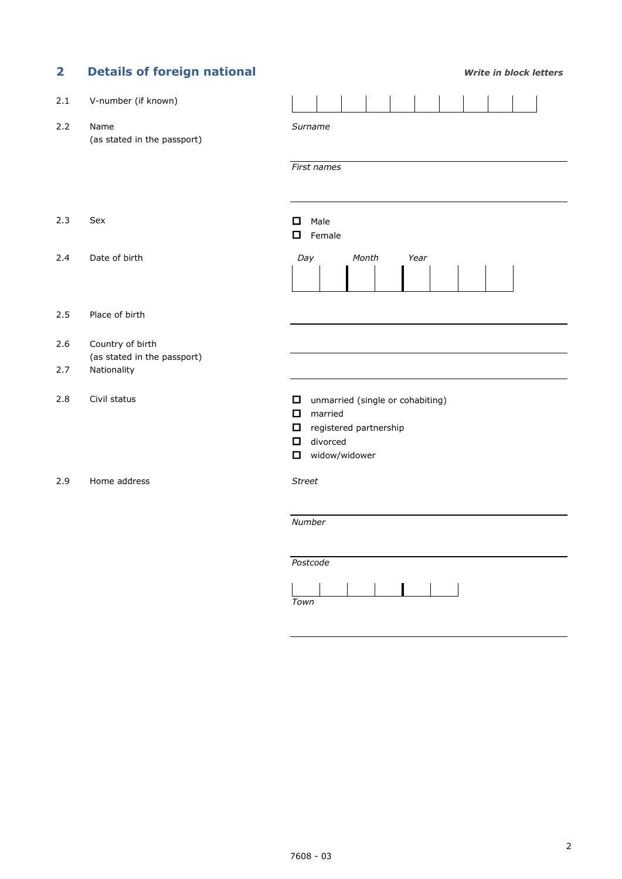## 2 Details of foreign national

***Write in block letters***

2.1 V-number (if known)

2.2 Name (as stated in the passport)

*Surname*

*First names*

2.3 Sex

- ☐ Male
- ☐ Female

2.4 Date of birth

*Day* *Month* *Year*

2.5 Place of birth

2.6 Country of birth (as stated in the passport)

2.7 Nationality

2.8 Civil status

- ☐ unmarried (single or cohabiting)
- ☐ married
- ☐ registered partnership
- ☐ divorced
- ☐ widow/widower

2.9 Home address

*Street*

*Number*

*Postcode*

*Town*

7608 - 03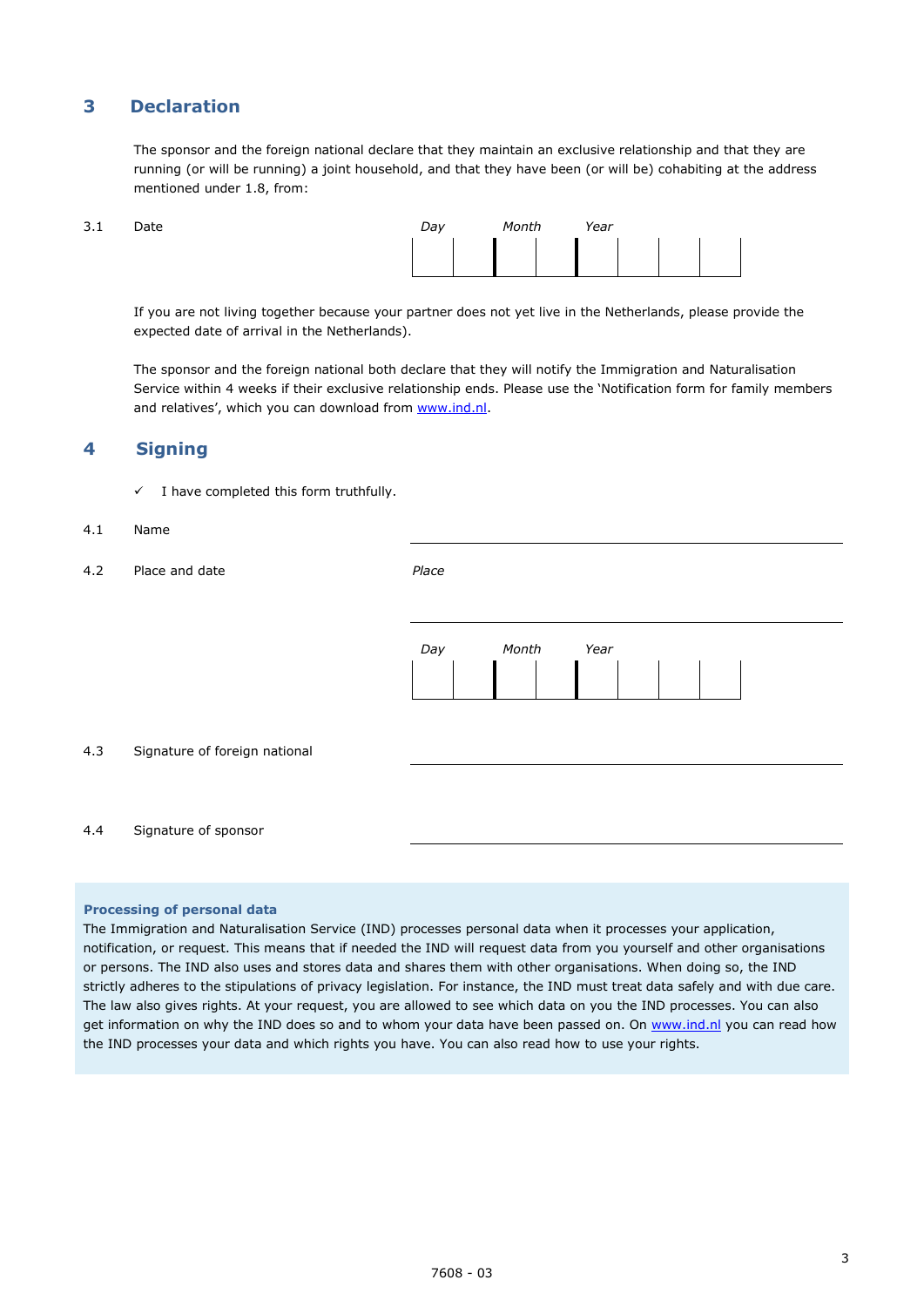## 3 Declaration

The sponsor and the foreign national declare that they maintain an exclusive relationship and that they are running (or will be running) a joint household, and that they have been (or will be) cohabiting at the address mentioned under 1.8, from:

3.1 Date

| *Day* | | *Month* | | *Year* | | | |
|---|---|---|---|---|---|---|---|
| | | | | | | | |

If you are not living together because your partner does not yet live in the Netherlands, please provide the expected date of arrival in the Netherlands).

The sponsor and the foreign national both declare that they will notify the Immigration and Naturalisation Service within 4 weeks if their exclusive relationship ends. Please use the 'Notification form for family members and relatives', which you can download from www.ind.nl.

## 4 Signing

✓ I have completed this form truthfully.

4.1 Name

_______________

4.2 Place and date

*Place*

_______________

| *Day* | | *Month* | | *Year* | | | |
|---|---|---|---|---|---|---|---|
| | | | | | | | |

4.3 Signature of foreign national

_______________

4.4 Signature of sponsor

_______________

**Processing of personal data**

The Immigration and Naturalisation Service (IND) processes personal data when it processes your application, notification, or request. This means that if needed the IND will request data from you yourself and other organisations or persons. The IND also uses and stores data and shares them with other organisations. When doing so, the IND strictly adheres to the stipulations of privacy legislation. For instance, the IND must treat data safely and with due care. The law also gives rights. At your request, you are allowed to see which data on you the IND processes. You can also get information on why the IND does so and to whom your data have been passed on. On www.ind.nl you can read how the IND processes your data and which rights you have. You can also read how to use your rights.

7608 - 03